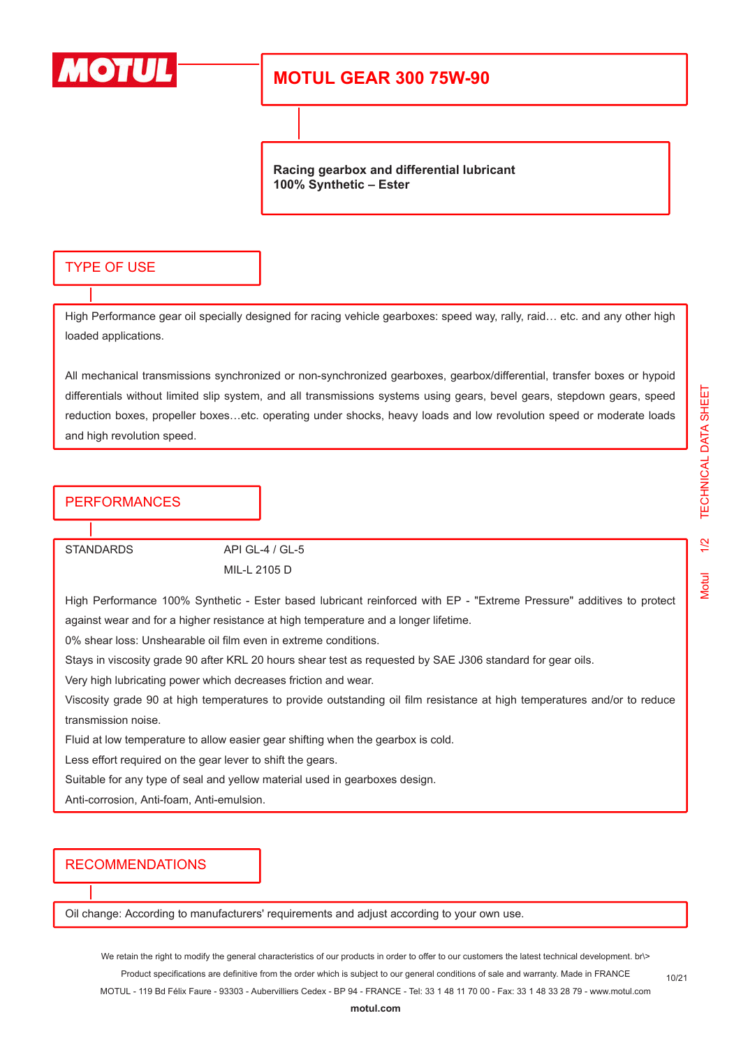# MOTUL GEAR 300 75W-90

**Racing gearbox and differential lubricant**
**100% Synthetic – Ester**

## TYPE OF USE

High Performance gear oil specially designed for racing vehicle gearboxes: speed way, rally, raid… etc. and any other high loaded applications.

All mechanical transmissions synchronized or non-synchronized gearboxes, gearbox/differential, transfer boxes or hypoid differentials without limited slip system, and all transmissions systems using gears, bevel gears, stepdown gears, speed reduction boxes, propeller boxes…etc. operating under shocks, heavy loads and low revolution speed or moderate loads and high revolution speed.

## PERFORMANCES

| STANDARDS | API GL-4 / GL-5 |
| --- | --- |
| | MIL-L 2105 D |

High Performance 100% Synthetic - Ester based lubricant reinforced with EP - "Extreme Pressure" additives to protect against wear and for a higher resistance at high temperature and a longer lifetime.
0% shear loss: Unshearable oil film even in extreme conditions.
Stays in viscosity grade 90 after KRL 20 hours shear test as requested by SAE J306 standard for gear oils.
Very high lubricating power which decreases friction and wear.
Viscosity grade 90 at high temperatures to provide outstanding oil film resistance at high temperatures and/or to reduce transmission noise.
Fluid at low temperature to allow easier gear shifting when the gearbox is cold.
Less effort required on the gear lever to shift the gears.
Suitable for any type of seal and yellow material used in gearboxes design.
Anti-corrosion, Anti-foam, Anti-emulsion.

## RECOMMENDATIONS

Oil change: According to manufacturers' requirements and adjust according to your own use.

We retain the right to modify the general characteristics of our products in order to offer to our customers the latest technical development. br\>
Product specifications are definitive from the order which is subject to our general conditions of sale and warranty. Made in FRANCE
MOTUL - 119 Bd Félix Faure - 93303 - Aubervilliers Cedex - BP 94 - FRANCE - Tel: 33 1 48 11 70 00 - Fax: 33 1 48 33 28 79 - www.motul.com
**motul.com**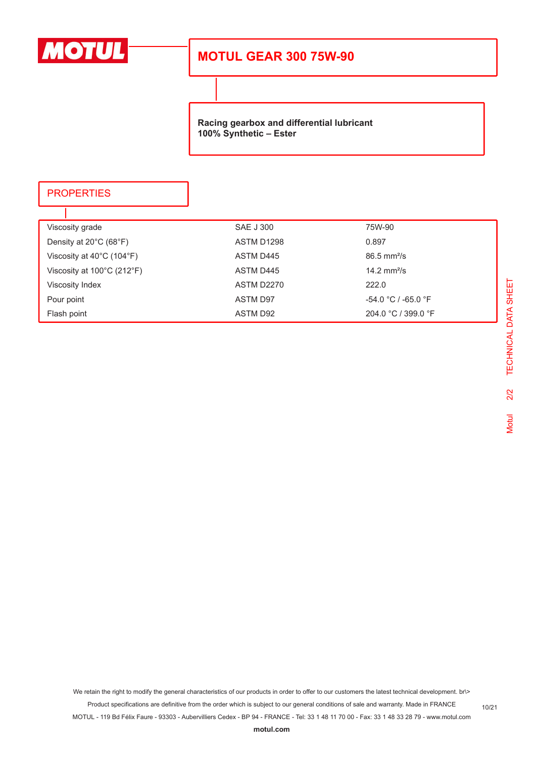# MOTUL GEAR 300 75W-90

**Racing gearbox and differential lubricant**
**100% Synthetic – Ester**

## PROPERTIES

| | | |
|---|---|---|
| Viscosity grade | SAE J 300 | 75W-90 |
| Density at 20°C (68°F) | ASTM D1298 | 0.897 |
| Viscosity at 40°C (104°F) | ASTM D445 | 86.5 mm²/s |
| Viscosity at 100°C (212°F) | ASTM D445 | 14.2 mm²/s |
| Viscosity Index | ASTM D2270 | 222.0 |
| Pour point | ASTM D97 | -54.0 °C / -65.0 °F |
| Flash point | ASTM D92 | 204.0 °C / 399.0 °F |

We retain the right to modify the general characteristics of our products in order to offer to our customers the latest technical development. br\>
Product specifications are definitive from the order which is subject to our general conditions of sale and warranty. Made in FRANCE
MOTUL - 119 Bd Félix Faure - 93303 - Aubervilliers Cedex - BP 94 - FRANCE - Tel: 33 1 48 11 70 00 - Fax: 33 1 48 33 28 79 - www.motul.com
**motul.com**

10/21